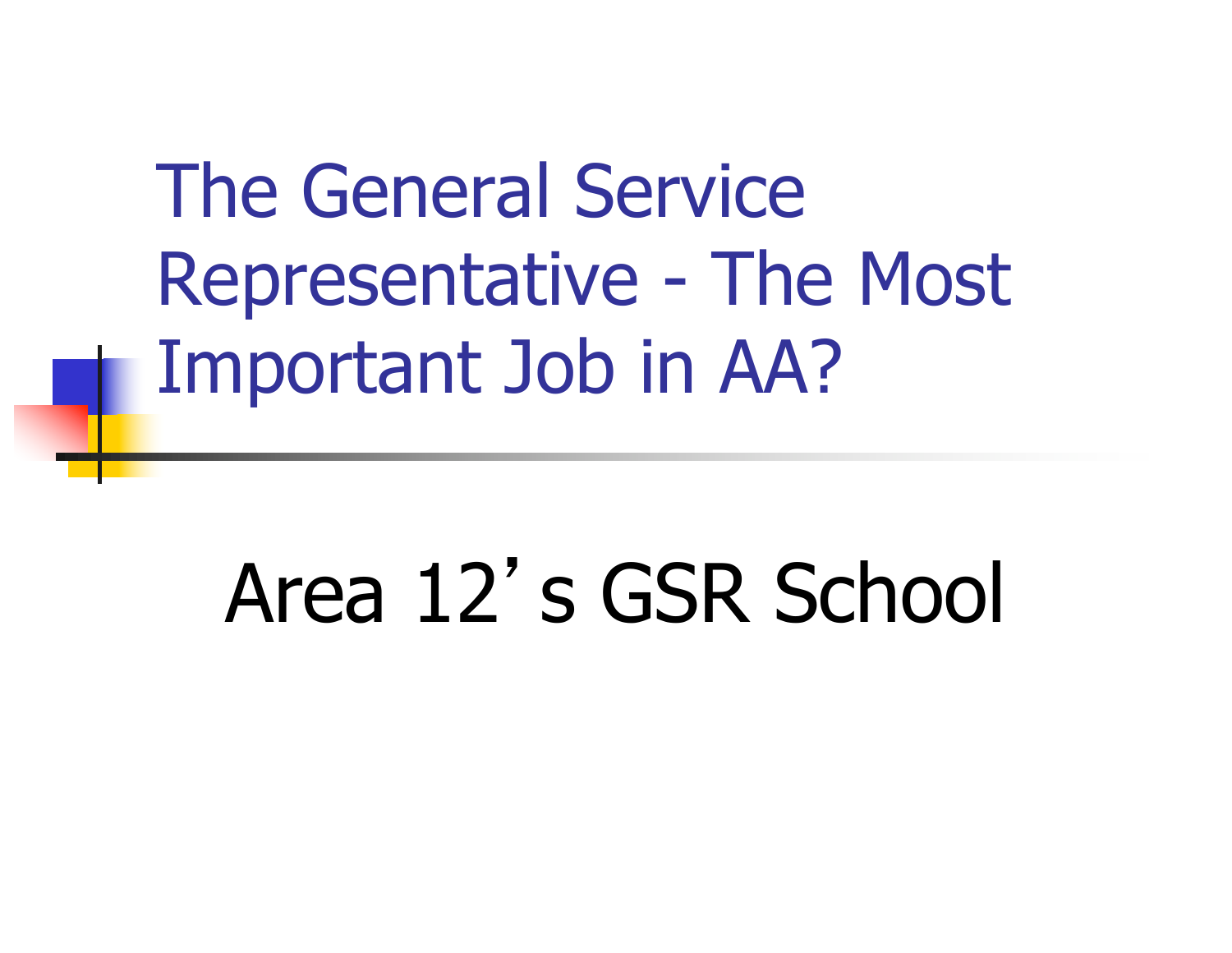# The General Service Representative - The Most Important Job in AA?

## Area 12’s GSR School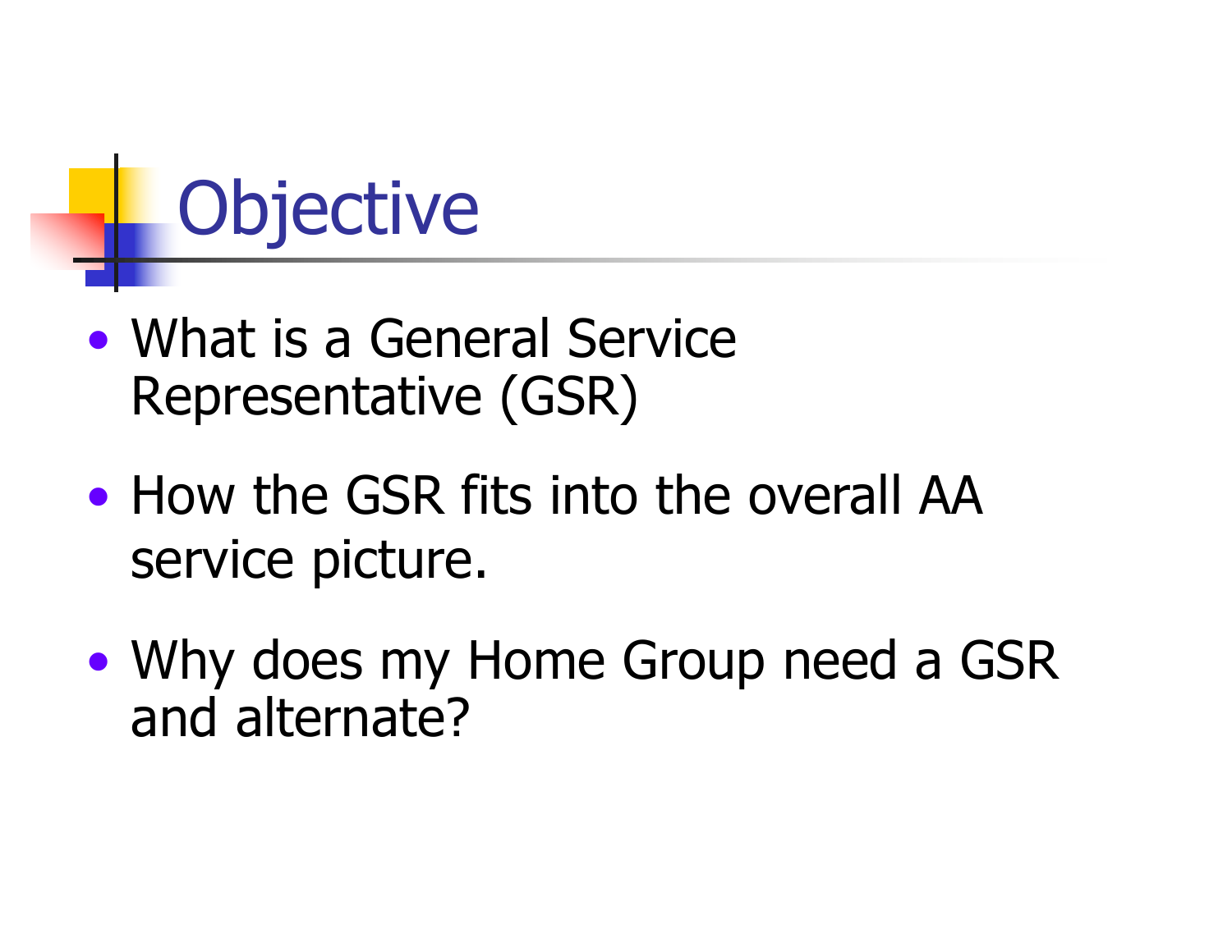# Objective

- What is a General Service Representative (GSR)
- How the GSR fits into the overall AA service picture.
- Why does my Home Group need a GSR and alternate?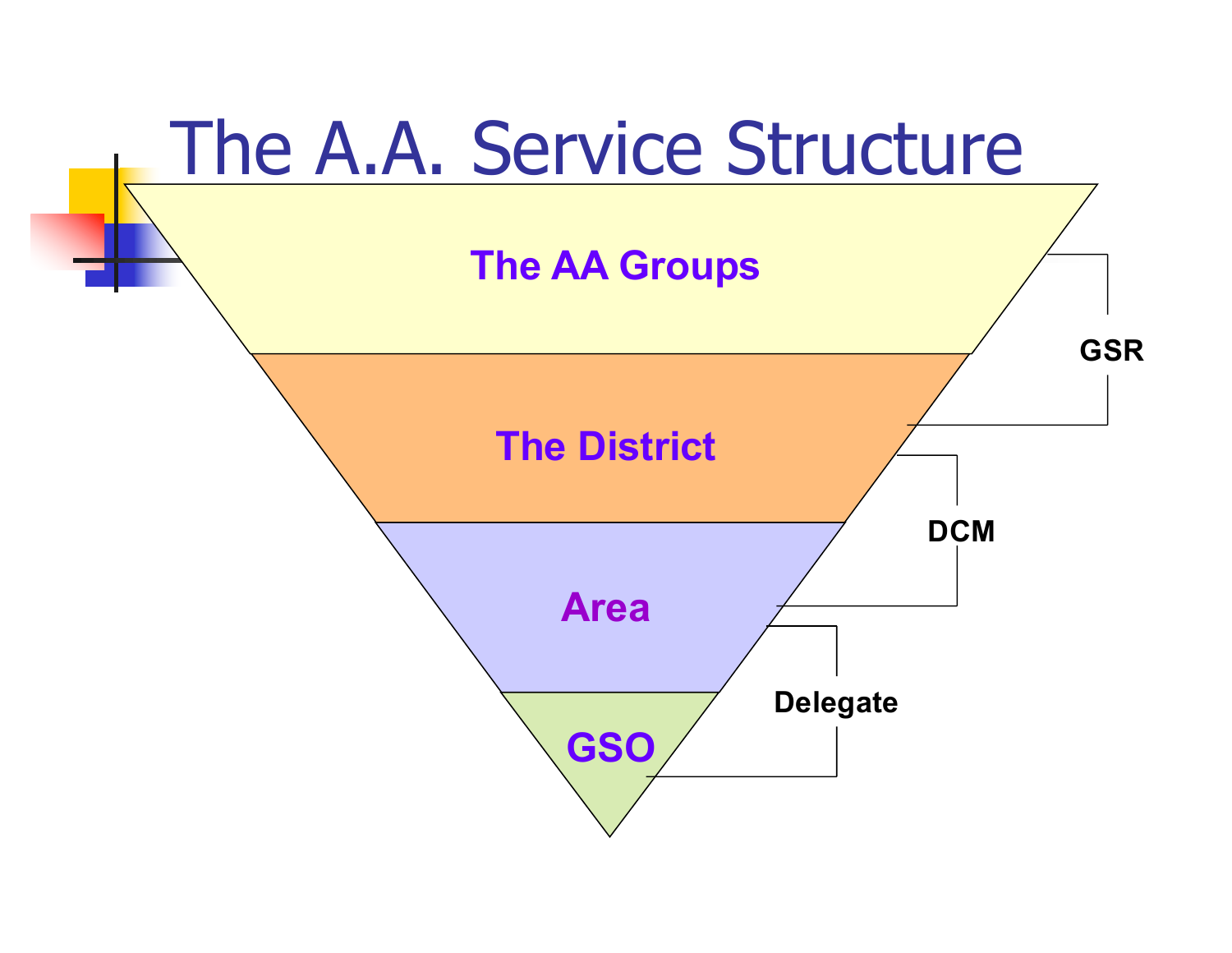# The A.A. Service Structure

- The AA Groups
- The District
- Area
- GSO

GSR

DCM

Delegate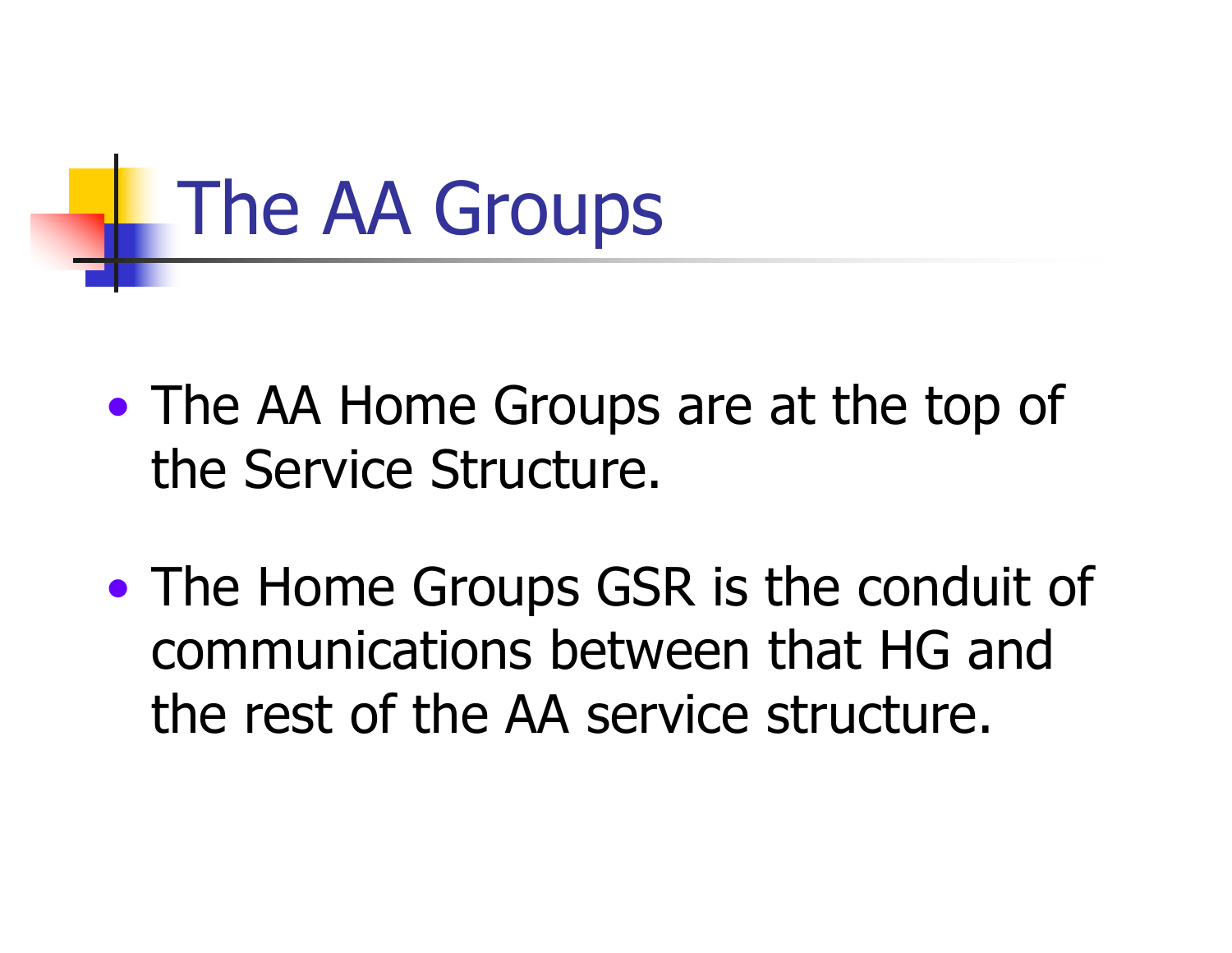# The AA Groups

- The AA Home Groups are at the top of the Service Structure.
- The Home Groups GSR is the conduit of communications between that HG and the rest of the AA service structure.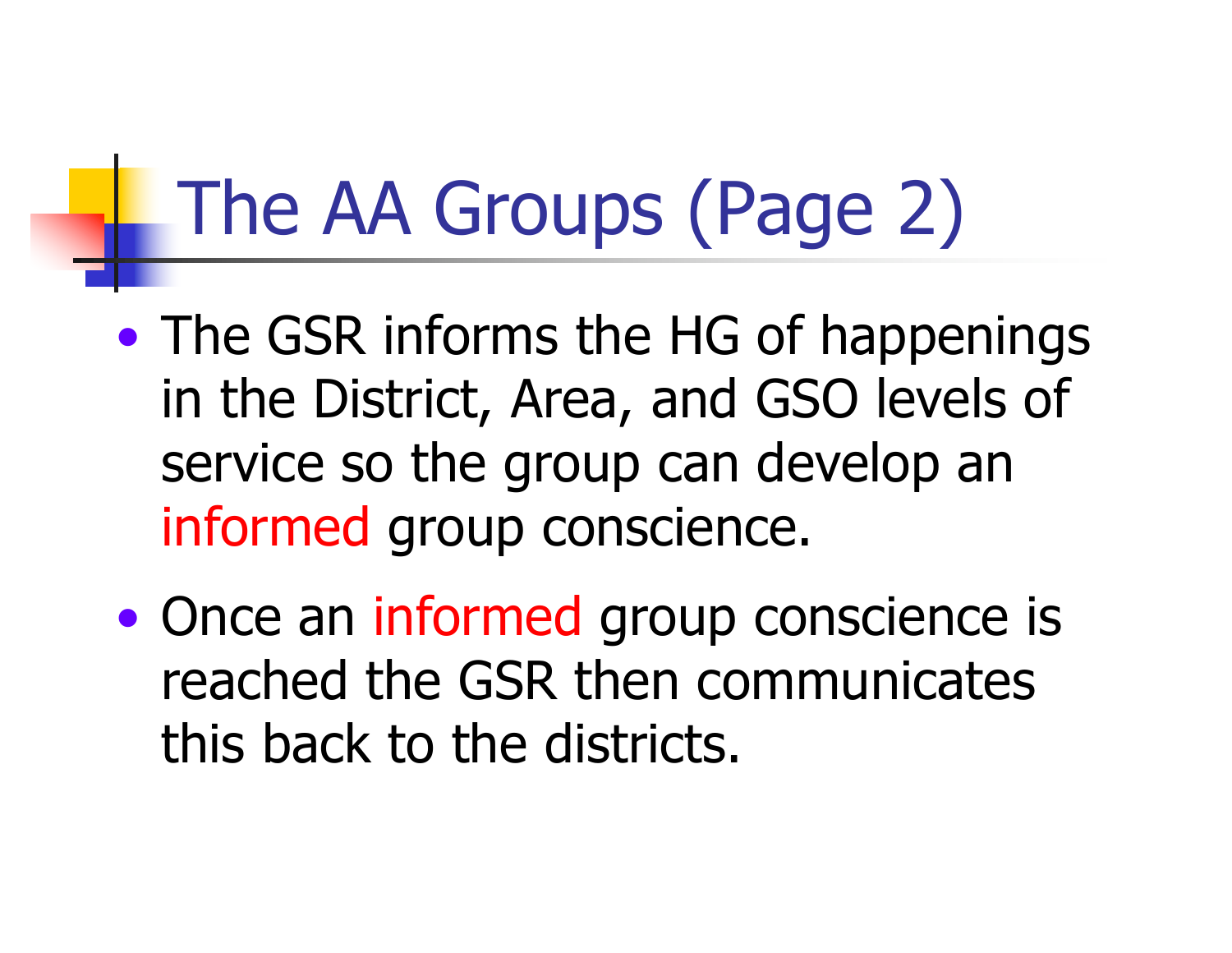# The AA Groups (Page 2)

- The GSR informs the HG of happenings in the District, Area, and GSO levels of service so the group can develop an informed group conscience.
- Once an informed group conscience is reached the GSR then communicates this back to the districts.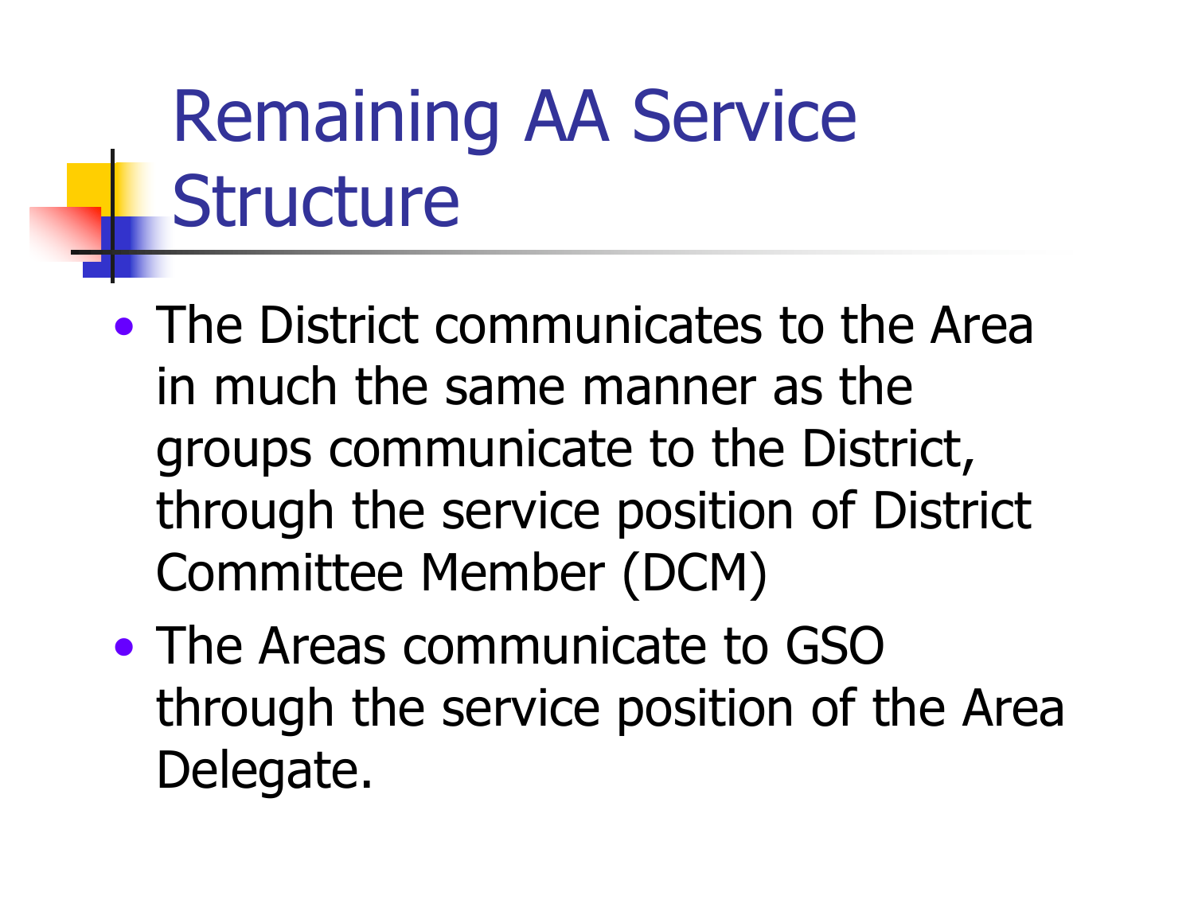# Remaining AA Service Structure

- The District communicates to the Area in much the same manner as the groups communicate to the District, through the service position of District Committee Member (DCM)
- The Areas communicate to GSO through the service position of the Area Delegate.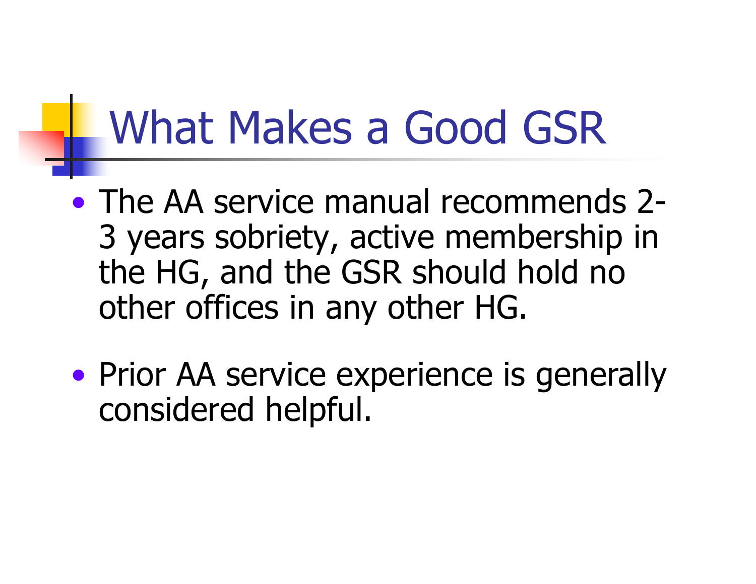# What Makes a Good GSR

- The AA service manual recommends 2-3 years sobriety, active membership in the HG, and the GSR should hold no other offices in any other HG.
- Prior AA service experience is generally considered helpful.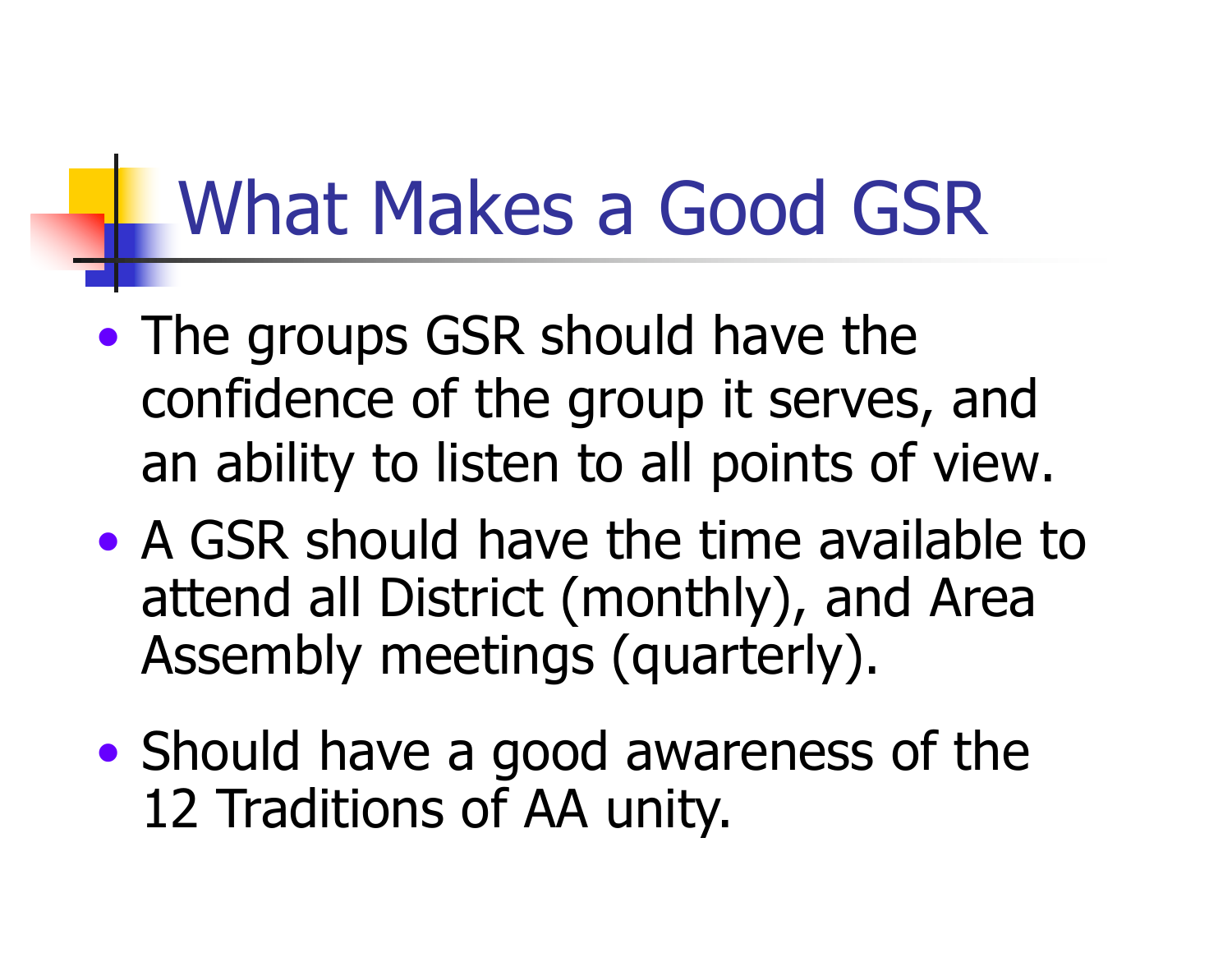# What Makes a Good GSR

- The groups GSR should have the confidence of the group it serves, and an ability to listen to all points of view.
- A GSR should have the time available to attend all District (monthly), and Area Assembly meetings (quarterly).
- Should have a good awareness of the 12 Traditions of AA unity.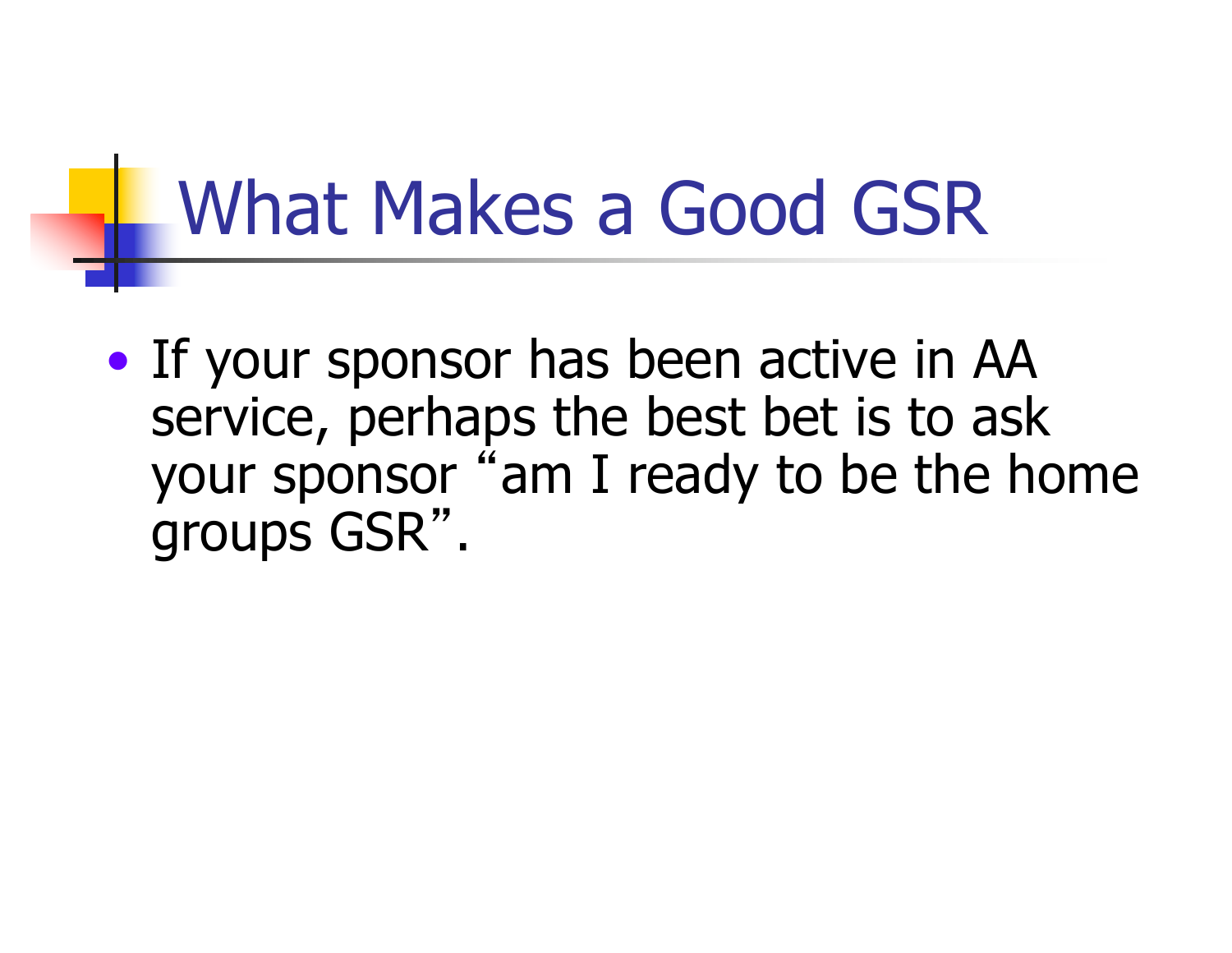# What Makes a Good GSR

- If your sponsor has been active in AA service, perhaps the best bet is to ask your sponsor “am I ready to be the home groups GSR”.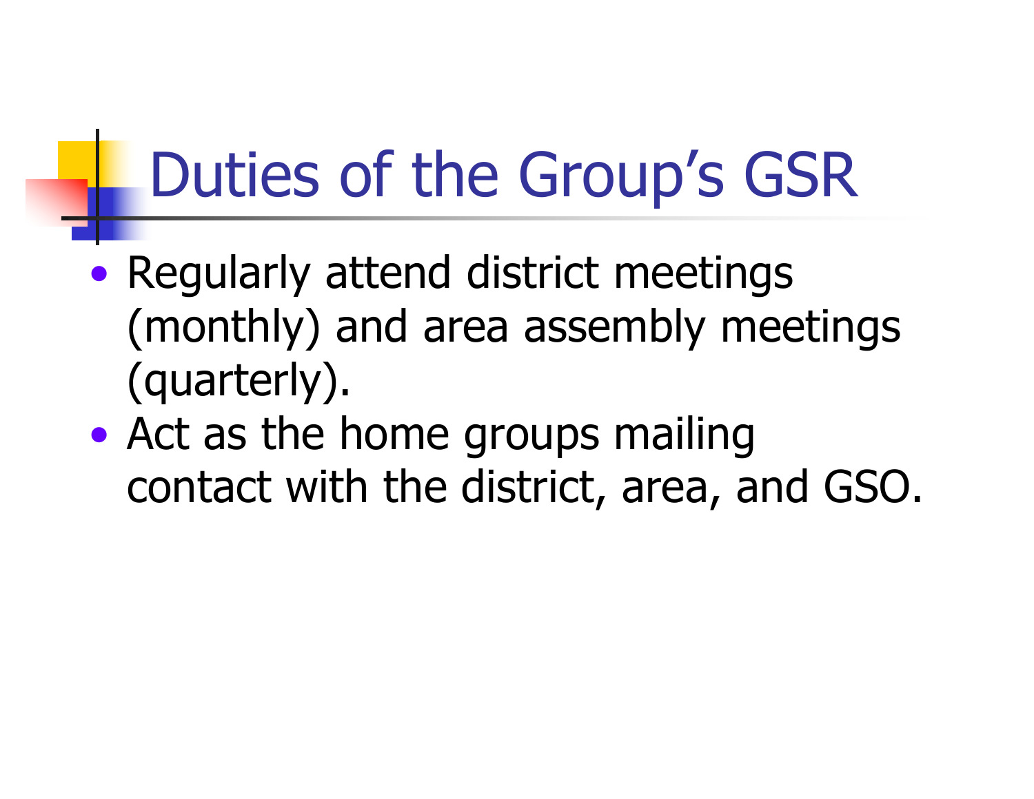# Duties of the Group's GSR

- Regularly attend district meetings (monthly) and area assembly meetings (quarterly).
- Act as the home groups mailing contact with the district, area, and GSO.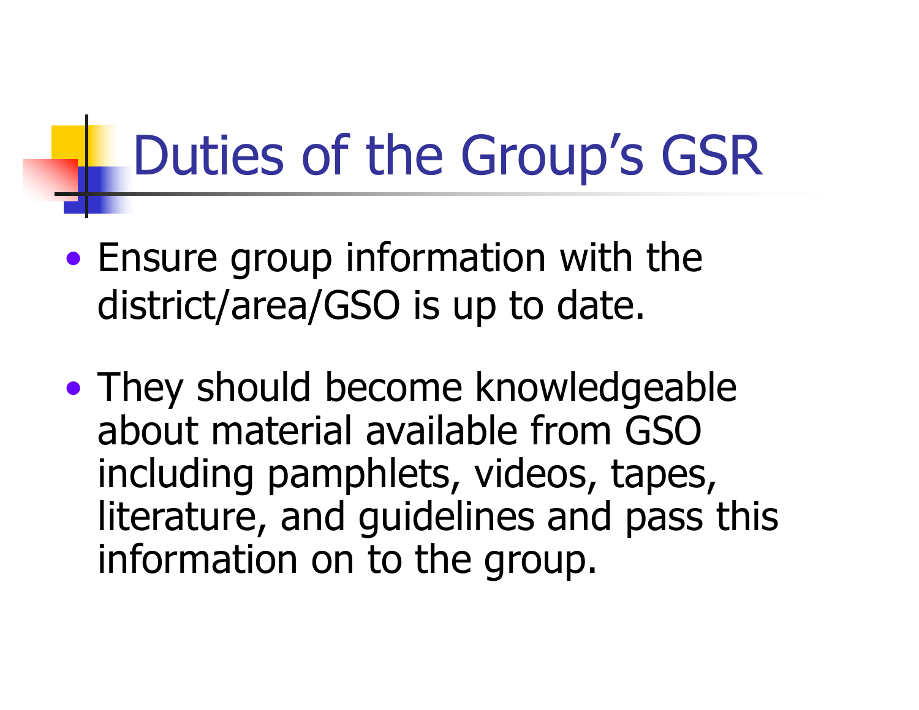# Duties of the Group's GSR

- Ensure group information with the district/area/GSO is up to date.

- They should become knowledgeable about material available from GSO including pamphlets, videos, tapes, literature, and guidelines and pass this information on to the group.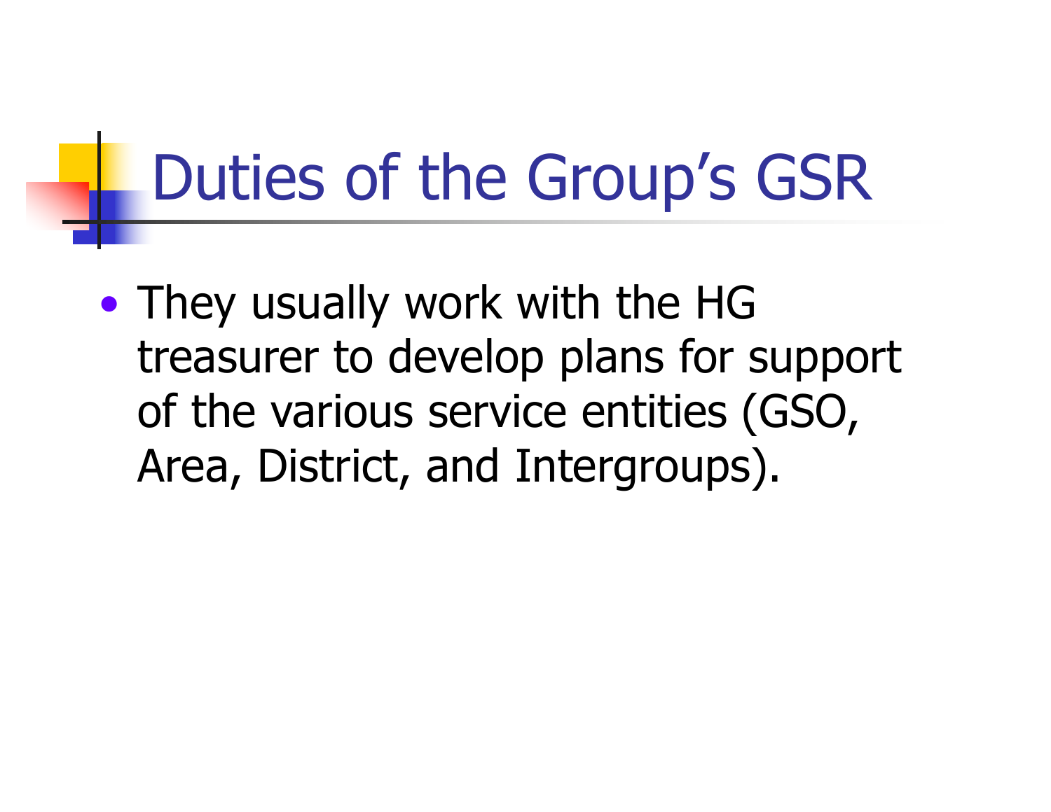# Duties of the Group's GSR

- They usually work with the HG treasurer to develop plans for support of the various service entities (GSO, Area, District, and Intergroups).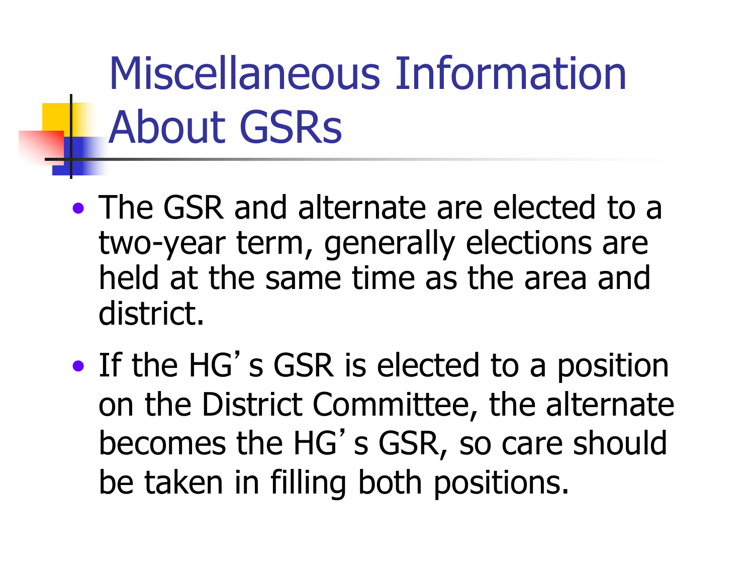# Miscellaneous Information About GSRs

- The GSR and alternate are elected to a two-year term, generally elections are held at the same time as the area and district.
- If the HG's GSR is elected to a position on the District Committee, the alternate becomes the HG's GSR, so care should be taken in filling both positions.